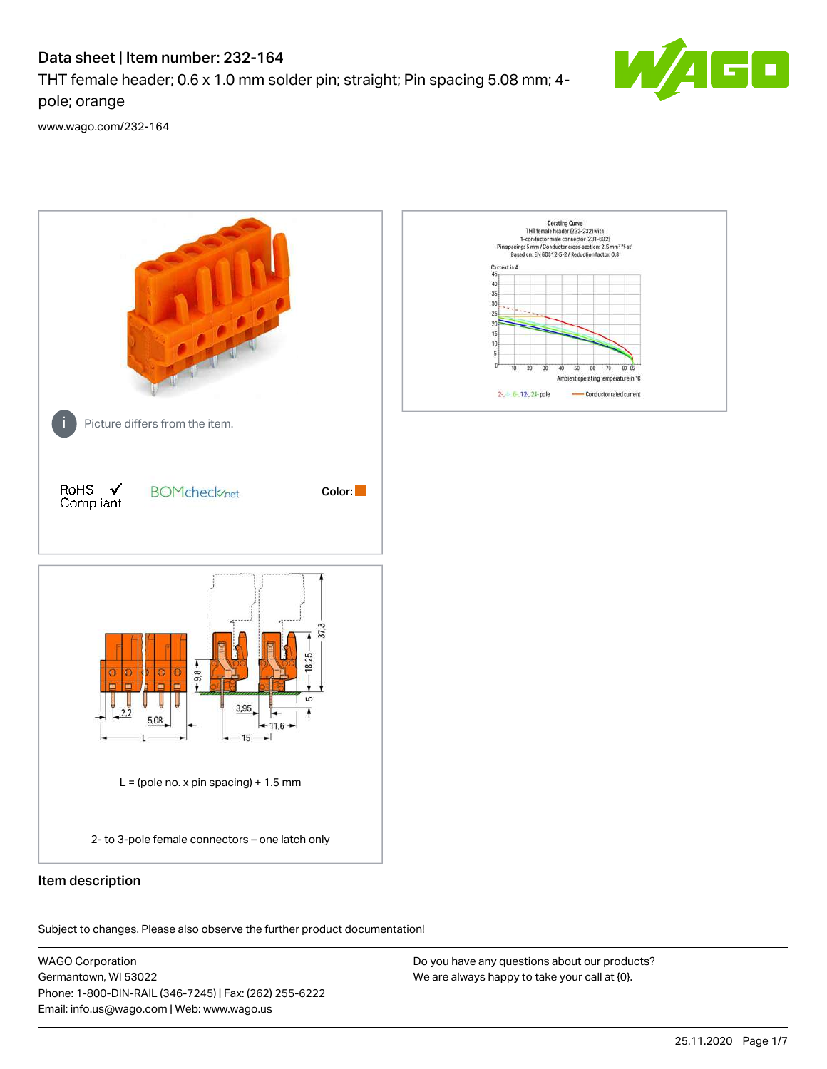# Data sheet | Item number: 232-164

THT female header; 0.6 x 1.0 mm solder pin; straight; Pin spacing 5.08 mm; 4-pole; orange

www.wago.com/232-164

Picture differs from the item.

RoHS ✓ Compliant

BOMcheck.net

Color:

L = (pole no. x pin spacing) + 1.5 mm

2- to 3-pole female connectors – one latch only

## Item description

Subject to changes. Please also observe the further product documentation!

WAGO Corporation
Germantown, WI 53022
Phone: 1-800-DIN-RAIL (346-7245) | Fax: (262) 255-6222
Email: info.us@wago.com | Web: www.wago.us

Do you have any questions about our products?
We are always happy to take your call at {0}.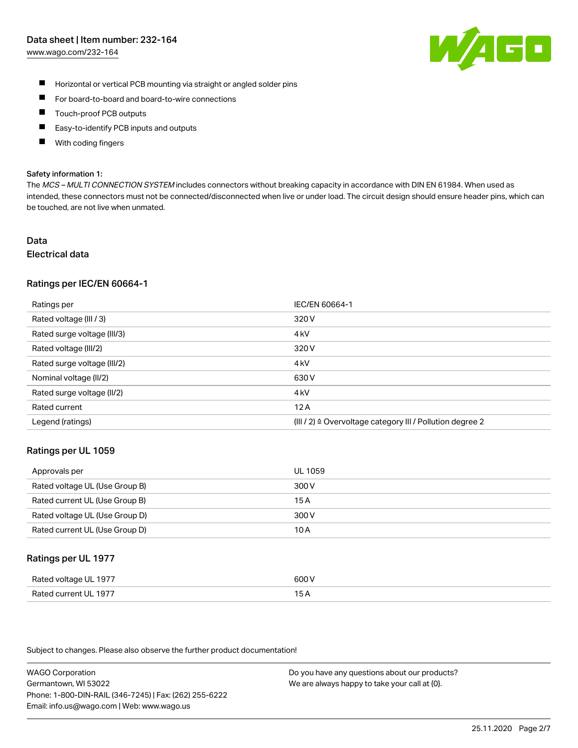- Horizontal or vertical PCB mounting via straight or angled solder pins
- For board-to-board and board-to-wire connections
- Touch-proof PCB outputs
- Easy-to-identify PCB inputs and outputs
- With coding fingers

**Safety information 1:**
The *MCS – MULTI CONNECTION SYSTEM* includes connectors without breaking capacity in accordance with DIN EN 61984. When used as intended, these connectors must not be connected/disconnected when live or under load. The circuit design should ensure header pins, which can be touched, are not live when unmated.

# Data
## Electrical data

### Ratings per IEC/EN 60664-1

| Ratings per | IEC/EN 60664-1 |
|---|---|
| Rated voltage (III / 3) | 320 V |
| Rated surge voltage (III/3) | 4 kV |
| Rated voltage (III/2) | 320 V |
| Rated surge voltage (III/2) | 4 kV |
| Nominal voltage (II/2) | 630 V |
| Rated surge voltage (II/2) | 4 kV |
| Rated current | 12 A |
| Legend (ratings) | (III / 2) ≙ Overvoltage category III / Pollution degree 2 |

### Ratings per UL 1059

| Approvals per | UL 1059 |
|---|---|
| Rated voltage UL (Use Group B) | 300 V |
| Rated current UL (Use Group B) | 15 A |
| Rated voltage UL (Use Group D) | 300 V |
| Rated current UL (Use Group D) | 10 A |

### Ratings per UL 1977

| Rated voltage UL 1977 | 600 V |
|---|---|
| Rated current UL 1977 | 15 A |

Subject to changes. Please also observe the further product documentation!

WAGO Corporation
Germantown, WI 53022
Phone: 1-800-DIN-RAIL (346-7245) | Fax: (262) 255-6222
Email: info.us@wago.com | Web: www.wago.us

Do you have any questions about our products?
We are always happy to take your call at {0}.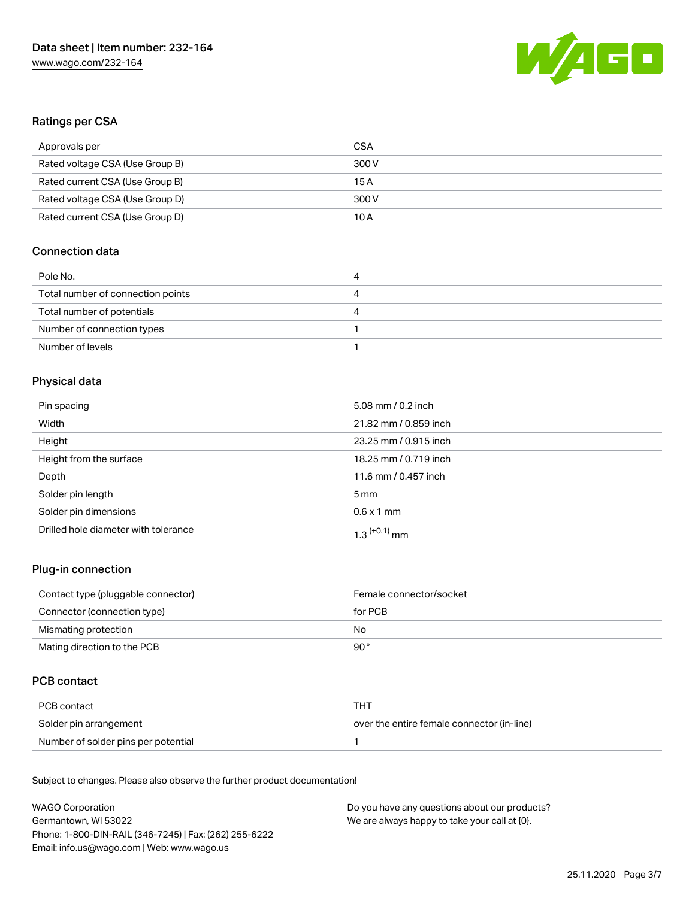## Ratings per CSA

| | |
|---|---|
| Approvals per | CSA |
| Rated voltage CSA (Use Group B) | 300 V |
| Rated current CSA (Use Group B) | 15 A |
| Rated voltage CSA (Use Group D) | 300 V |
| Rated current CSA (Use Group D) | 10 A |

## Connection data

| | |
|---|---|
| Pole No. | 4 |
| Total number of connection points | 4 |
| Total number of potentials | 4 |
| Number of connection types | 1 |
| Number of levels | 1 |

## Physical data

| | |
|---|---|
| Pin spacing | 5.08 mm / 0.2 inch |
| Width | 21.82 mm / 0.859 inch |
| Height | 23.25 mm / 0.915 inch |
| Height from the surface | 18.25 mm / 0.719 inch |
| Depth | 11.6 mm / 0.457 inch |
| Solder pin length | 5 mm |
| Solder pin dimensions | 0.6 x 1 mm |
| Drilled hole diameter with tolerance | $1.3^{(+0.1)}$ mm |

## Plug-in connection

| | |
|---|---|
| Contact type (pluggable connector) | Female connector/socket |
| Connector (connection type) | for PCB |
| Mismating protection | No |
| Mating direction to the PCB | 90 ° |

## PCB contact

| | |
|---|---|
| PCB contact | THT |
| Solder pin arrangement | over the entire female connector (in-line) |
| Number of solder pins per potential | 1 |

Subject to changes. Please also observe the further product documentation!

WAGO Corporation
Germantown, WI 53022
Phone: 1-800-DIN-RAIL (346-7245) | Fax: (262) 255-6222
Email: info.us@wago.com | Web: www.wago.us

Do you have any questions about our products?
We are always happy to take your call at {0}.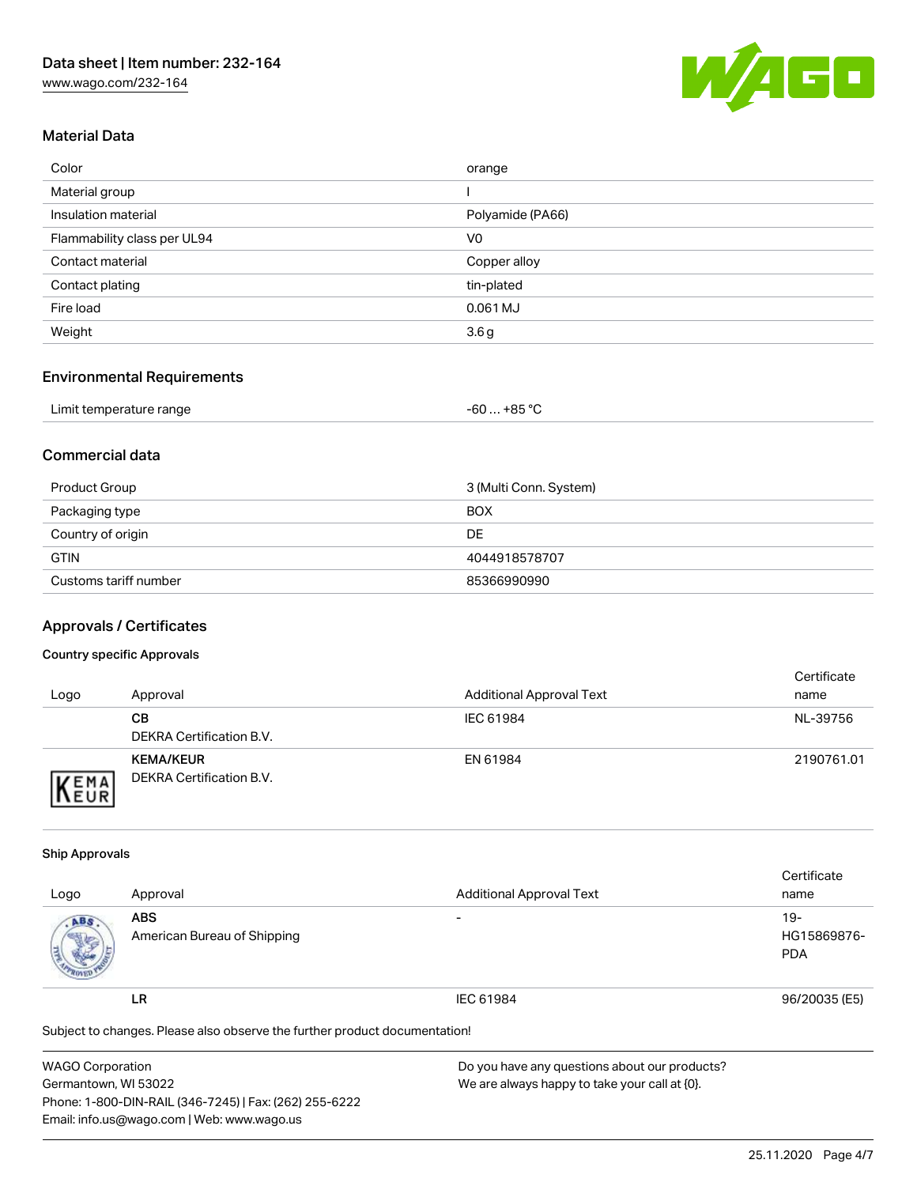## Material Data

| | |
|---|---|
| Color | orange |
| Material group | I |
| Insulation material | Polyamide (PA66) |
| Flammability class per UL94 | V0 |
| Contact material | Copper alloy |
| Contact plating | tin-plated |
| Fire load | 0.061 MJ |
| Weight | 3.6 g |

## Environmental Requirements

| | |
|---|---|
| Limit temperature range | -60 … +85 °C |

## Commercial data

| | |
|---|---|
| Product Group | 3 (Multi Conn. System) |
| Packaging type | BOX |
| Country of origin | DE |
| GTIN | 4044918578707 |
| Customs tariff number | 85366990990 |

## Approvals / Certificates

### Country specific Approvals

| Logo | Approval | Additional Approval Text | Certificate name |
|---|---|---|---|
| | **CB** DEKRA Certification B.V. | IEC 61984 | NL-39756 |
| | **KEMA/KEUR** DEKRA Certification B.V. | EN 61984 | 2190761.01 |

### Ship Approvals

| Logo | Approval | Additional Approval Text | Certificate name |
|---|---|---|---|
| | **ABS** American Bureau of Shipping | - | 19-HG15869876-PDA |
| | **LR** | IEC 61984 | 96/20035 (E5) |

Subject to changes. Please also observe the further product documentation!

WAGO Corporation
Germantown, WI 53022
Phone: 1-800-DIN-RAIL (346-7245) | Fax: (262) 255-6222
Email: info.us@wago.com | Web: www.wago.us

Do you have any questions about our products?
We are always happy to take your call at {0}.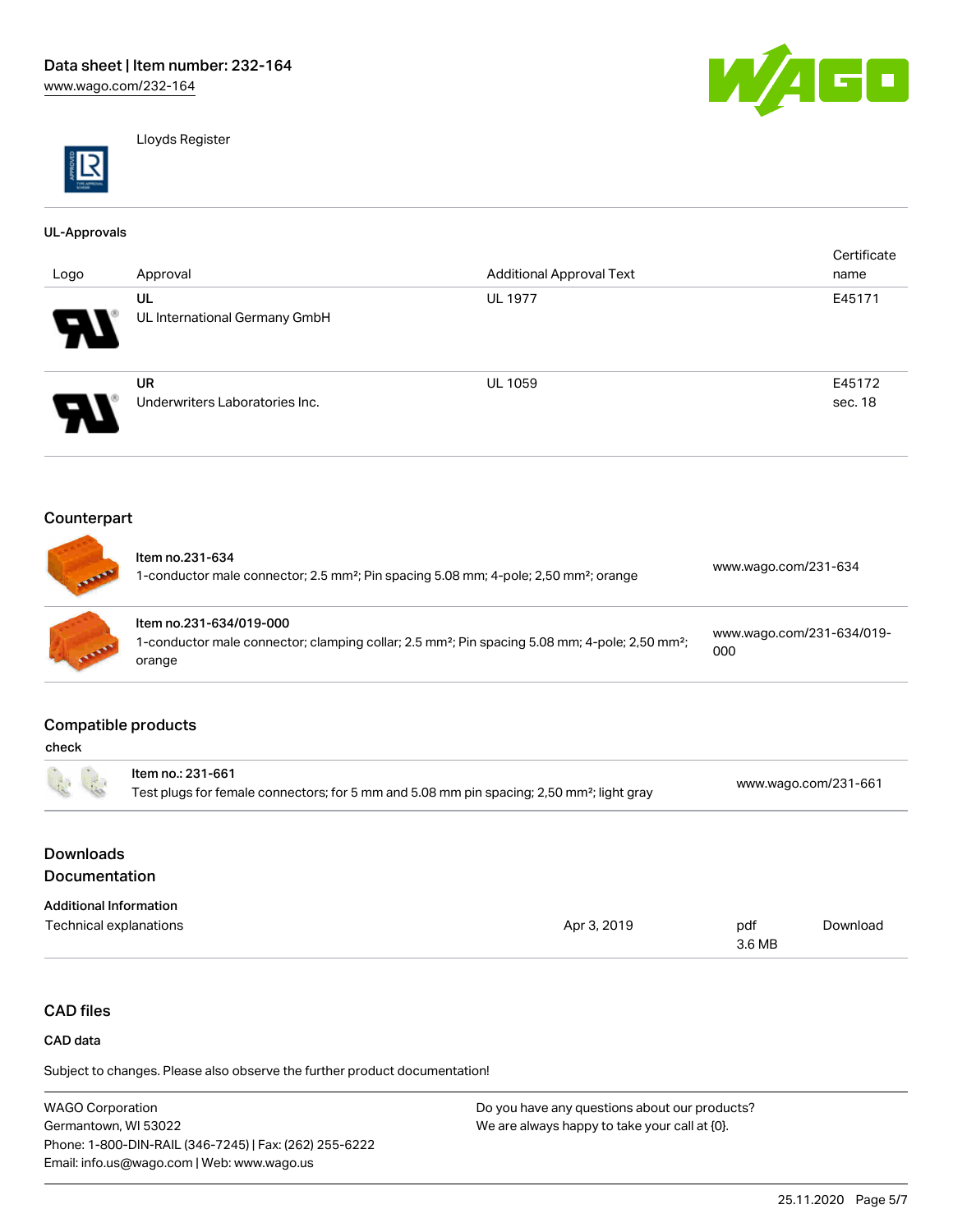Lloyds Register

### UL-Approvals

| Logo | Approval | Additional Approval Text | Certificate name |
|---|---|---|---|
| | UL<br>UL International Germany GmbH | UL 1977 | E45171 |
| | UR<br>Underwriters Laboratories Inc. | UL 1059 | E45172 sec. 18 |

## Counterpart

| | | |
|---|---|---|
| | Item no.231-634<br>1-conductor male connector; 2.5 mm²; Pin spacing 5.08 mm; 4-pole; 2,50 mm²; orange | www.wago.com/231-634 |
| | Item no.231-634/019-000<br>1-conductor male connector; clamping collar; 2.5 mm²; Pin spacing 5.08 mm; 4-pole; 2,50 mm²; orange | www.wago.com/231-634/019-000 |

## Compatible products

check

| | | |
|---|---|---|
| | Item no.: 231-661<br>Test plugs for female connectors; for 5 mm and 5.08 mm pin spacing; 2,50 mm²; light gray | www.wago.com/231-661 |

## Downloads

## Documentation

### Additional Information

| | | | |
|---|---|---|---|
| Technical explanations | Apr 3, 2019 | pdf<br>3.6 MB | Download |

## CAD files

### CAD data

Subject to changes. Please also observe the further product documentation!

WAGO Corporation
Germantown, WI 53022
Phone: 1-800-DIN-RAIL (346-7245) | Fax: (262) 255-6222
Email: info.us@wago.com | Web: www.wago.us

Do you have any questions about our products?
We are always happy to take your call at {0}.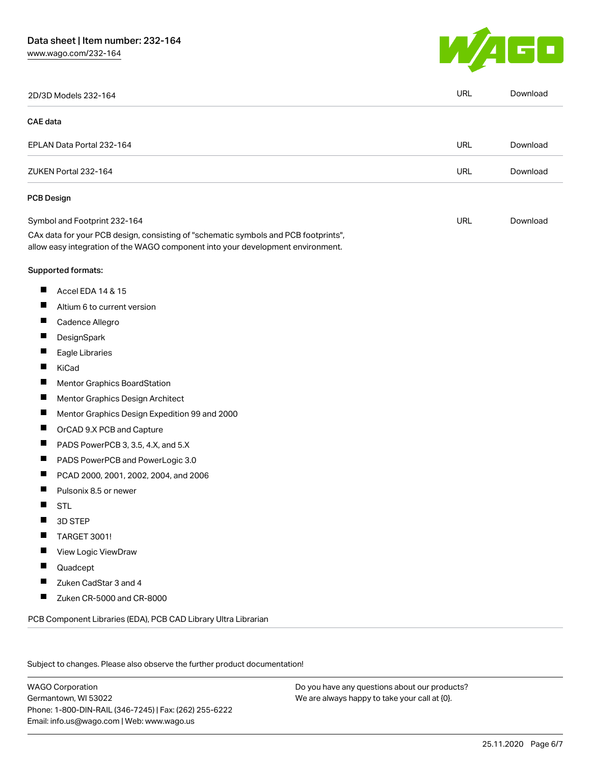| 2D/3D Models 232-164 | URL | Download |
| --- | --- | --- |

**CAE data**

| EPLAN Data Portal 232-164 | URL | Download |
| --- | --- | --- |
| ZUKEN Portal 232-164 | URL | Download |

**PCB Design**

| Symbol and Footprint 232-164 | URL | Download |
| --- | --- | --- |

CAx data for your PCB design, consisting of "schematic symbols and PCB footprints", allow easy integration of the WAGO component into your development environment.

Supported formats:

- Accel EDA 14 & 15
- Altium 6 to current version
- Cadence Allegro
- DesignSpark
- Eagle Libraries
- KiCad
- Mentor Graphics BoardStation
- Mentor Graphics Design Architect
- Mentor Graphics Design Expedition 99 and 2000
- OrCAD 9.X PCB and Capture
- PADS PowerPCB 3, 3.5, 4.X, and 5.X
- PADS PowerPCB and PowerLogic 3.0
- PCAD 2000, 2001, 2002, 2004, and 2006
- Pulsonix 8.5 or newer
- STL
- 3D STEP
- TARGET 3001!
- View Logic ViewDraw
- Quadcept
- Zuken CadStar 3 and 4
- Zuken CR-5000 and CR-8000

PCB Component Libraries (EDA), PCB CAD Library Ultra Librarian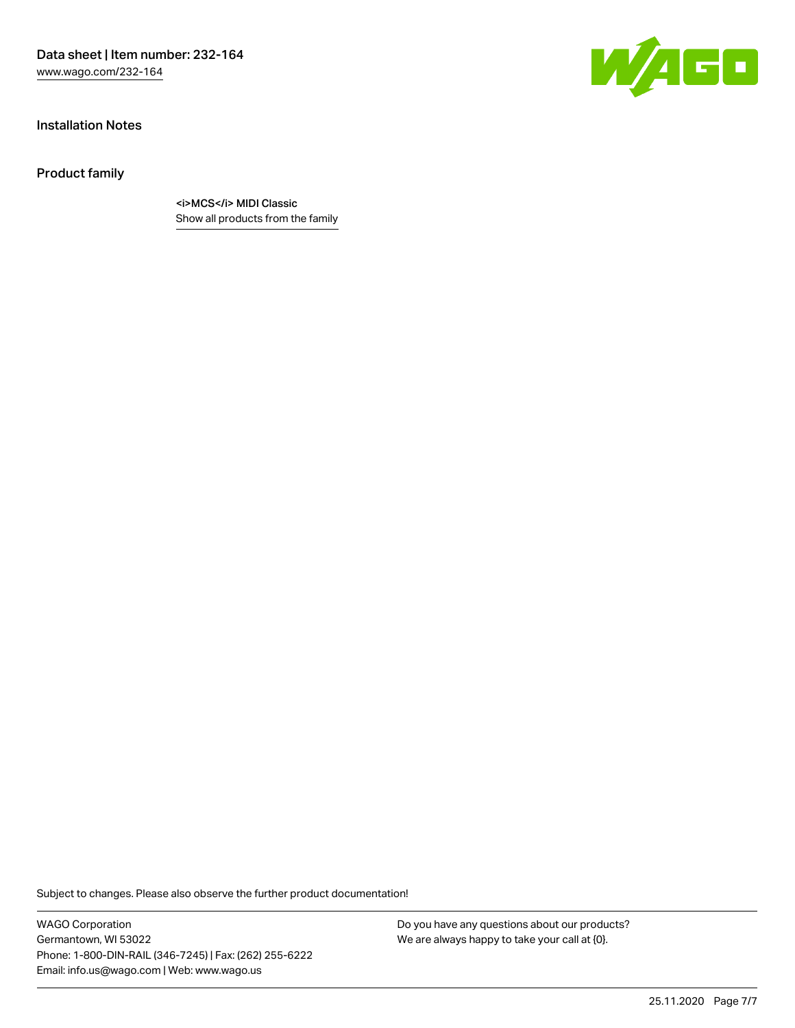## Installation Notes

## Product family

<i>MCS</i> MIDI Classic
Show all products from the family

Subject to changes. Please also observe the further product documentation!

WAGO Corporation
Germantown, WI 53022
Phone: 1-800-DIN-RAIL (346-7245) | Fax: (262) 255-6222
Email: info.us@wago.com | Web: www.wago.us

Do you have any questions about our products?
We are always happy to take your call at {0}.